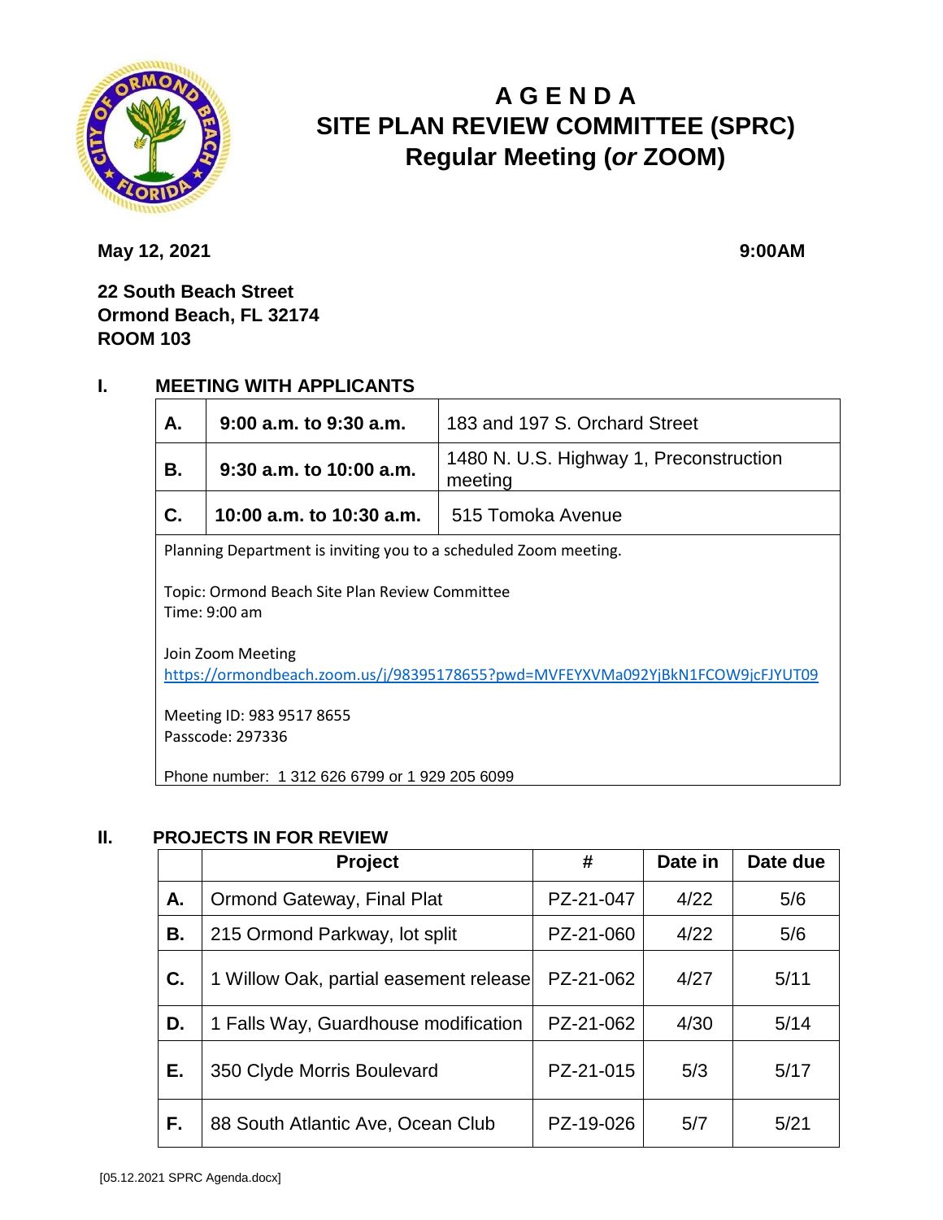# A G E N D A
# SITE PLAN REVIEW COMMITTEE (SPRC)
# Regular Meeting (*or* ZOOM)

**May 12, 2021** **9:00AM**

**22 South Beach Street**
**Ormond Beach, FL 32174**
**ROOM 103**

## I. MEETING WITH APPLICANTS

| | | |
|---|---|---|
| **A.** | **9:00 a.m. to 9:30 a.m.** | 183 and 197 S. Orchard Street |
| **B.** | **9:30 a.m. to 10:00 a.m.** | 1480 N. U.S. Highway 1, Preconstruction meeting |
| **C.** | **10:00 a.m. to 10:30 a.m.** | 515 Tomoka Avenue |

Planning Department is inviting you to a scheduled Zoom meeting.

Topic: Ormond Beach Site Plan Review Committee
Time: 9:00 am

Join Zoom Meeting
https://ormondbeach.zoom.us/j/98395178655?pwd=MVFEYXVMa092YjBkN1FCOW9jcFJYUT09

Meeting ID: 983 9517 8655
Passcode: 297336

Phone number: 1 312 626 6799 or 1 929 205 6099

## II. PROJECTS IN FOR REVIEW

| | Project | # | Date in | Date due |
|---|---|---|---|---|
| **A.** | Ormond Gateway, Final Plat | PZ-21-047 | 4/22 | 5/6 |
| **B.** | 215 Ormond Parkway, lot split | PZ-21-060 | 4/22 | 5/6 |
| **C.** | 1 Willow Oak, partial easement release | PZ-21-062 | 4/27 | 5/11 |
| **D.** | 1 Falls Way, Guardhouse modification | PZ-21-062 | 4/30 | 5/14 |
| **E.** | 350 Clyde Morris Boulevard | PZ-21-015 | 5/3 | 5/17 |
| **F.** | 88 South Atlantic Ave, Ocean Club | PZ-19-026 | 5/7 | 5/21 |

[05.12.2021 SPRC Agenda.docx]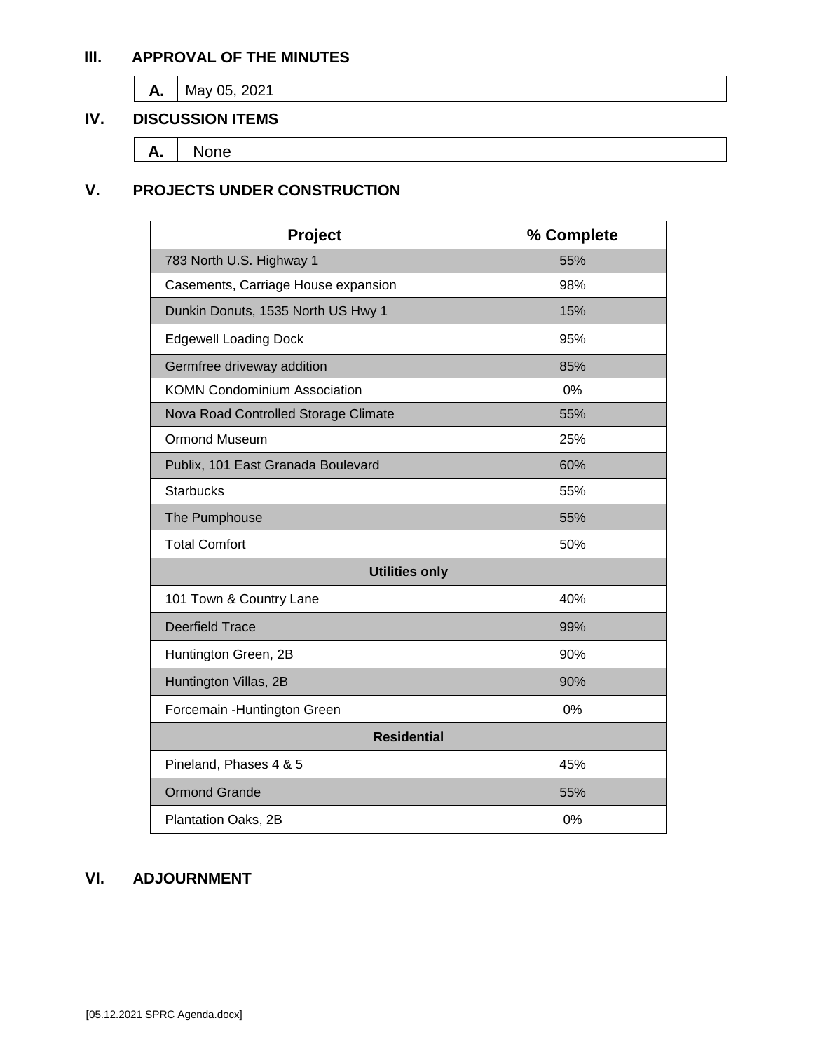## III. APPROVAL OF THE MINUTES

| | |
|---|---|
| **A.** | May 05, 2021 |

## IV. DISCUSSION ITEMS

| | |
|---|---|
| **A.** | None |

## V. PROJECTS UNDER CONSTRUCTION

| Project | % Complete |
|---|---|
| 783 North U.S. Highway 1 | 55% |
| Casements, Carriage House expansion | 98% |
| Dunkin Donuts, 1535 North US Hwy 1 | 15% |
| Edgewell Loading Dock | 95% |
| Germfree driveway addition | 85% |
| KOMN Condominium Association | 0% |
| Nova Road Controlled Storage Climate | 55% |
| Ormond Museum | 25% |
| Publix, 101 East Granada Boulevard | 60% |
| Starbucks | 55% |
| The Pumphouse | 55% |
| Total Comfort | 50% |
| **Utilities only** | |
| 101 Town & Country Lane | 40% |
| Deerfield Trace | 99% |
| Huntington Green, 2B | 90% |
| Huntington Villas, 2B | 90% |
| Forcemain -Huntington Green | 0% |
| **Residential** | |
| Pineland, Phases 4 & 5 | 45% |
| Ormond Grande | 55% |
| Plantation Oaks, 2B | 0% |

## VI. ADJOURNMENT

[05.12.2021 SPRC Agenda.docx]